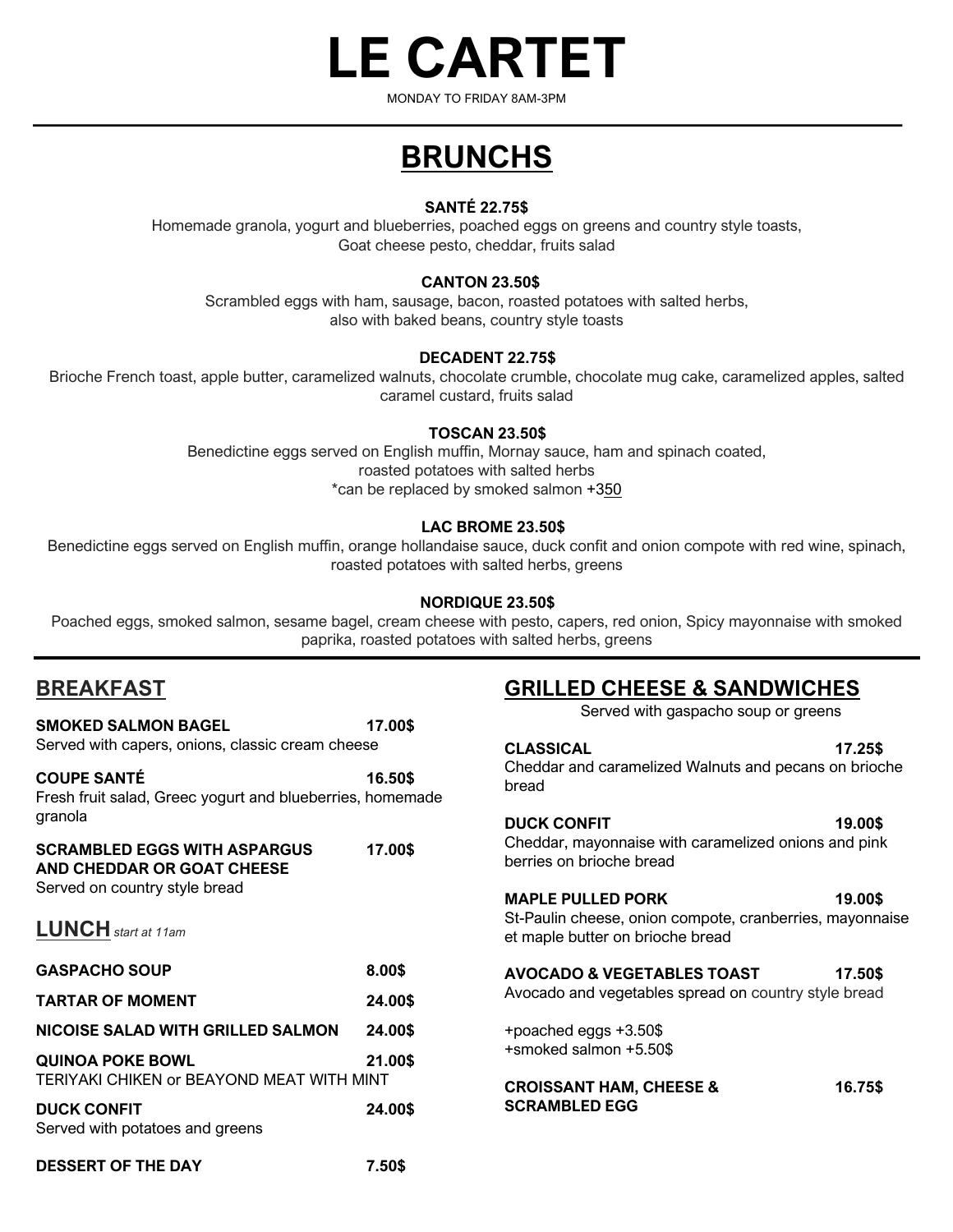# LE CARTET

MONDAY TO FRIDAY 8AM-3PM

## BRUNCHS

**SANTÉ 22.75$**

Homemade granola, yogurt and blueberries, poached eggs on greens and country style toasts, Goat cheese pesto, cheddar, fruits salad

**CANTON 23.50$**

Scrambled eggs with ham, sausage, bacon, roasted potatoes with salted herbs, also with baked beans, country style toasts

**DECADENT 22.75$**

Brioche French toast, apple butter, caramelized walnuts, chocolate crumble, chocolate mug cake, caramelized apples, salted caramel custard, fruits salad

**TOSCAN 23.50$**

Benedictine eggs served on English muffin, Mornay sauce, ham and spinach coated, roasted potatoes with salted herbs

*can be replaced by smoked salmon +350

**LAC BROME 23.50$**

Benedictine eggs served on English muffin, orange hollandaise sauce, duck confit and onion compote with red wine, spinach, roasted potatoes with salted herbs, greens

**NORDIQUE 23.50$**

Poached eggs, smoked salmon, sesame bagel, cream cheese with pesto, capers, red onion, Spicy mayonnaise with smoked paprika, roasted potatoes with salted herbs, greens

## BREAKFAST

**SMOKED SALMON BAGEL** **17.00$**

Served with capers, onions, classic cream cheese

**COUPE SANTÉ** **16.50$**

Fresh fruit salad, Greec yogurt and blueberries, homemade granola

**SCRAMBLED EGGS WITH ASPARGUS AND CHEDDAR OR GOAT CHEESE** **17.00$**

Served on country style bread

## LUNCH *start at 11am*

**GASPACHO SOUP** **8.00$**

**TARTAR OF MOMENT** **24.00$**

**NICOISE SALAD WITH GRILLED SALMON** **24.00$**

**QUINOA POKE BOWL** **21.00$**

TERIYAKI CHIKEN or BEAYOND MEAT WITH MINT

**DUCK CONFIT** **24.00$**

Served with potatoes and greens

**DESSERT OF THE DAY** **7.50$**

## GRILLED CHEESE & SANDWICHES

Served with gaspacho soup or greens

**CLASSICAL** **17.25$**

Cheddar and caramelized Walnuts and pecans on brioche bread

**DUCK CONFIT** **19.00$**

Cheddar, mayonnaise with caramelized onions and pink berries on brioche bread

**MAPLE PULLED PORK** **19.00$**

St-Paulin cheese, onion compote, cranberries, mayonnaise et maple butter on brioche bread

**AVOCADO & VEGETABLES TOAST** **17.50$**

Avocado and vegetables spread on country style bread

+poached eggs +3.50$
+smoked salmon +5.50$

**CROISSANT HAM, CHEESE & SCRAMBLED EGG** **16.75$**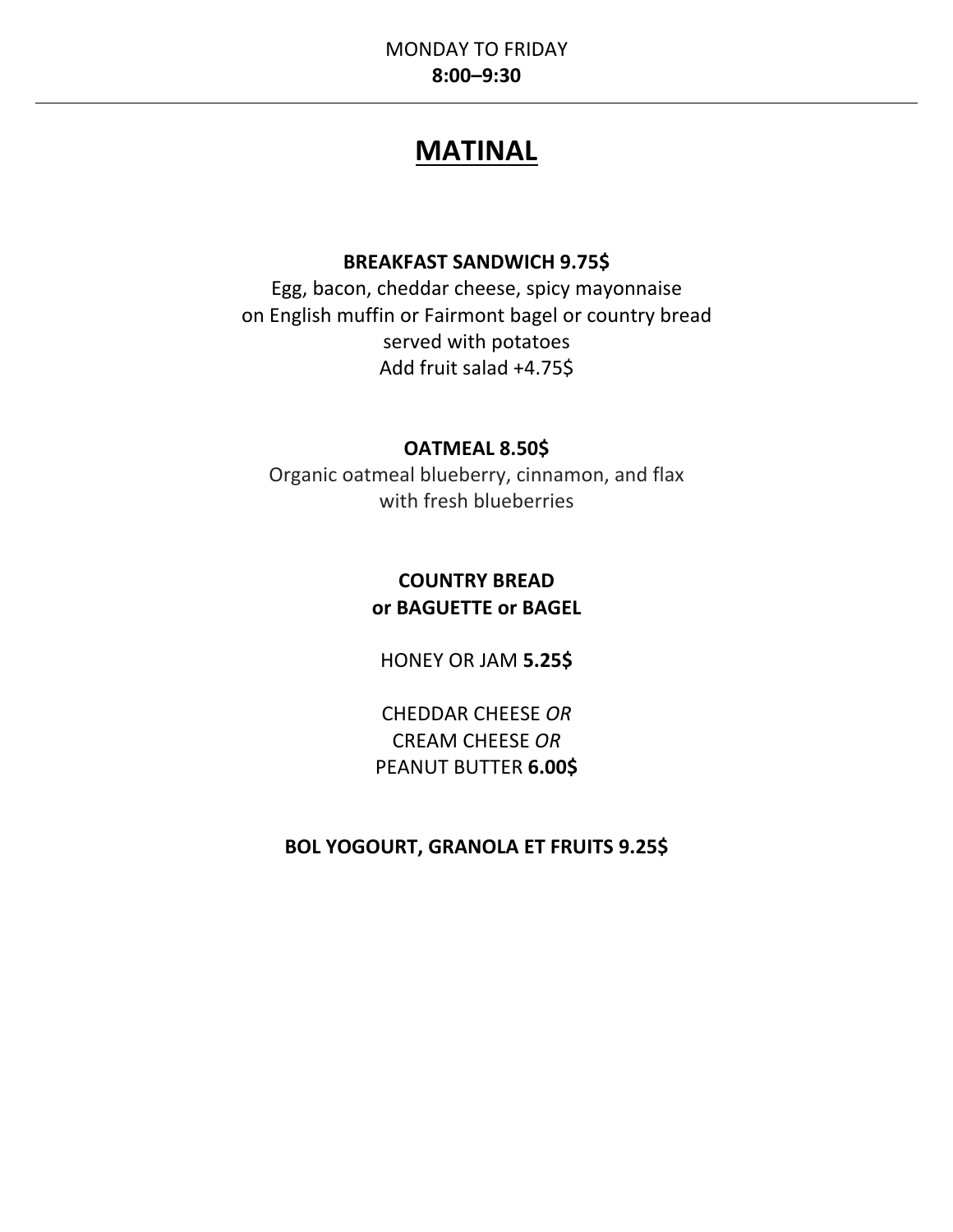MONDAY TO FRIDAY
**8:00–9:30**

---

# MATINAL

**BREAKFAST SANDWICH 9.75$**

Egg, bacon, cheddar cheese, spicy mayonnaise
on English muffin or Fairmont bagel or country bread
served with potatoes
Add fruit salad +4.75$

**OATMEAL 8.50$**

Organic oatmeal blueberry, cinnamon, and flax
with fresh blueberries

**COUNTRY BREAD**
**or BAGUETTE or BAGEL**

HONEY OR JAM **5.25$**

CHEDDAR CHEESE *OR*
CREAM CHEESE *OR*
PEANUT BUTTER **6.00$**

**BOL YOGOURT, GRANOLA ET FRUITS 9.25$**